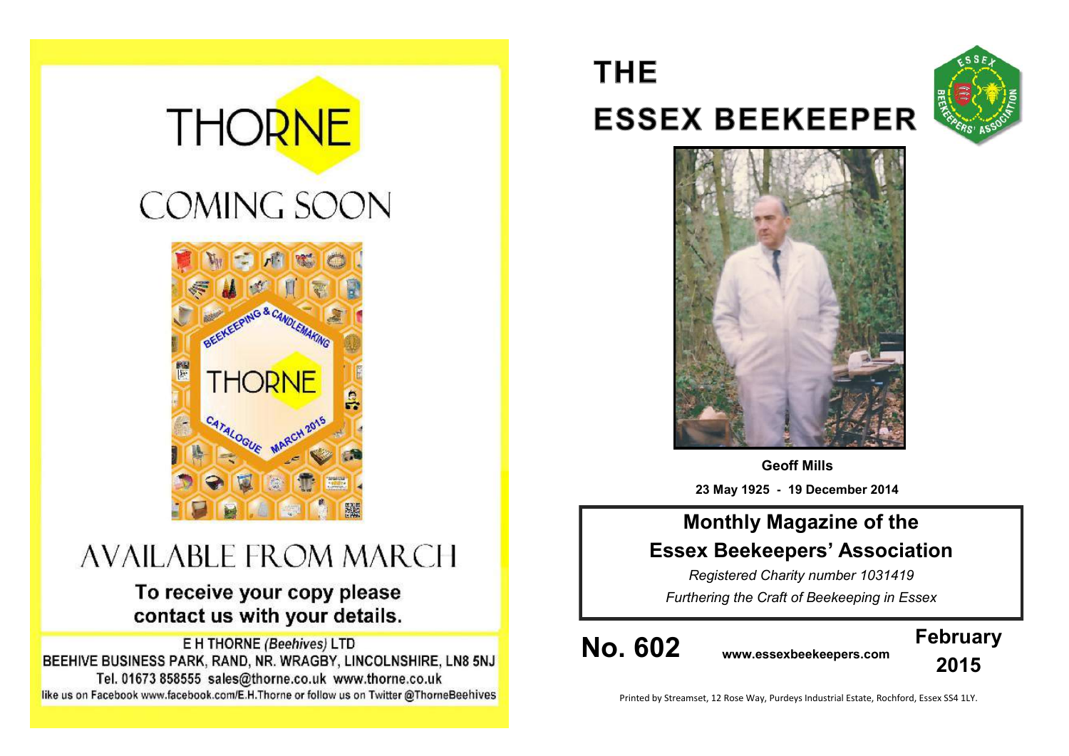THORNE

COMING SOON

AVAILABLE FROM MARCH

**To receive your copy please contact us with your details.**

E H THORNE *(Beehives)* LTD
BEEHIVE BUSINESS PARK, RAND, NR. WRAGBY, LINCOLNSHIRE, LN8 5NJ
Tel. 01673 858555 sales@thorne.co.uk www.thorne.co.uk
like us on Facebook www.facebook.com/E.H.Thorne or follow us on Twitter @ThorneBeehives

# THE ESSEX BEEKEEPER

**Geoff Mills**

**23 May 1925 - 19 December 2014**

## Monthly Magazine of the Essex Beekeepers' Association

*Registered Charity number 1031419*

*Furthering the Craft of Beekeeping in Essex*

**No. 602** **www.essexbeekeepers.com** **February 2015**

Printed by Streamset, 12 Rose Way, Purdeys Industrial Estate, Rochford, Essex SS4 1LY.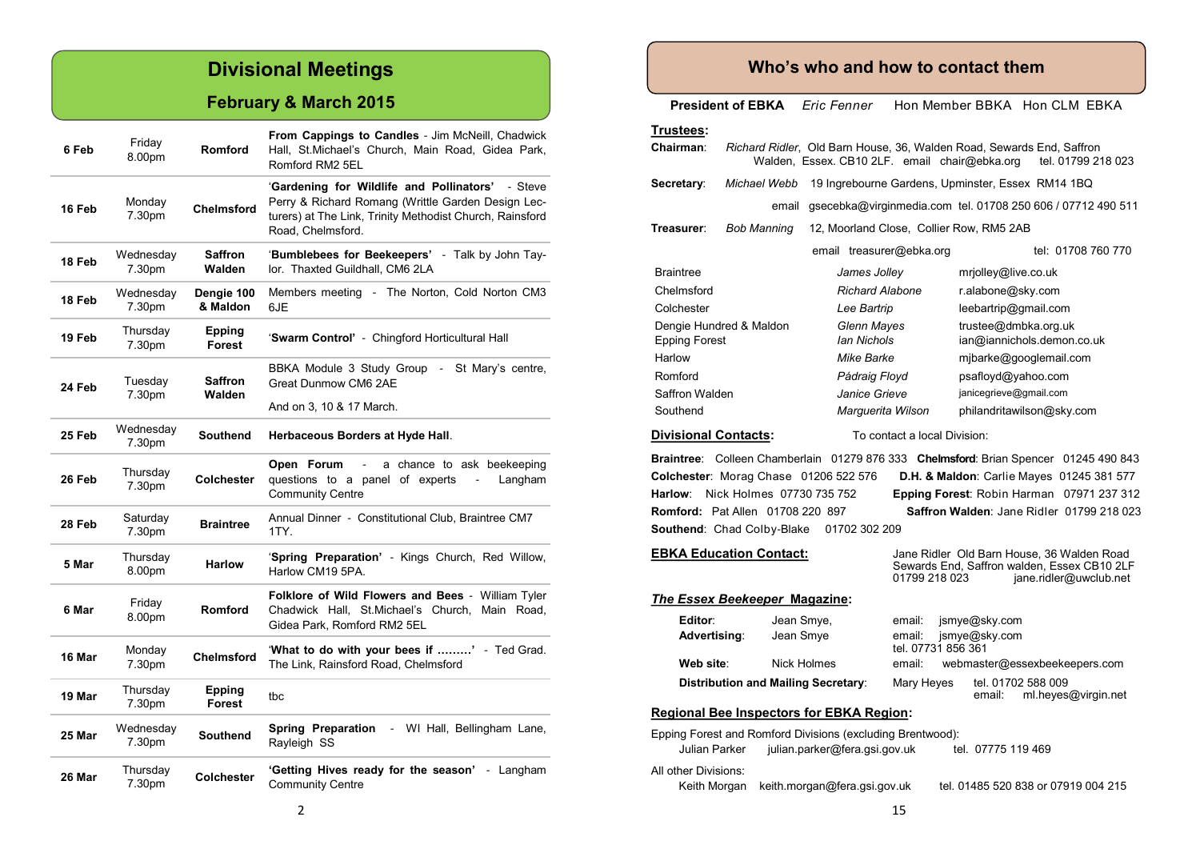# Divisional Meetings

## February & March 2015

| Date | Day/Time | Division | Details |
|---|---|---|---|
| **6 Feb** | Friday 8.00pm | **Romford** | **From Cappings to Candles** - Jim McNeill, Chadwick Hall, St.Michael's Church, Main Road, Gidea Park, Romford RM2 5EL |
| **16 Feb** | Monday 7.30pm | **Chelmsford** | '**Gardening for Wildlife and Pollinators**' - Steve Perry & Richard Romang (Writtle Garden Design Lecturers) at The Link, Trinity Methodist Church, Rainsford Road, Chelmsford. |
| **18 Feb** | Wednesday 7.30pm | **Saffron Walden** | '**Bumblebees for Beekeepers**' - Talk by John Taylor. Thaxted Guildhall, CM6 2LA |
| **18 Feb** | Wednesday 7.30pm | **Dengie 100 & Maldon** | Members meeting - The Norton, Cold Norton CM3 6JE |
| **19 Feb** | Thursday 7.30pm | **Epping Forest** | '**Swarm Control**' - Chingford Horticultural Hall |
| **24 Feb** | Tuesday 7.30pm | **Saffron Walden** | BBKA Module 3 Study Group - St Mary's centre, Great Dunmow CM6 2AE<br>And on 3, 10 & 17 March. |
| **25 Feb** | Wednesday 7.30pm | **Southend** | **Herbaceous Borders at Hyde Hall**. |
| **26 Feb** | Thursday 7.30pm | **Colchester** | **Open Forum** - a chance to ask beekeeping questions to a panel of experts - Langham Community Centre |
| **28 Feb** | Saturday 7.30pm | **Braintree** | Annual Dinner - Constitutional Club, Braintree CM7 1TY. |
| **5 Mar** | Thursday 8.00pm | **Harlow** | '**Spring Preparation**' - Kings Church, Red Willow, Harlow CM19 5PA. |
| **6 Mar** | Friday 8.00pm | **Romford** | **Folklore of Wild Flowers and Bees** - William Tyler Chadwick Hall, St.Michael's Church, Main Road, Gidea Park, Romford RM2 5EL |
| **16 Mar** | Monday 7.30pm | **Chelmsford** | '**What to do with your bees if ………**' - Ted Grad. The Link, Rainsford Road, Chelmsford |
| **19 Mar** | Thursday 7.30pm | **Epping Forest** | tbc |
| **25 Mar** | Wednesday 7.30pm | **Southend** | **Spring Preparation** - WI Hall, Bellingham Lane, Rayleigh SS |
| **26 Mar** | Thursday 7.30pm | **Colchester** | **'Getting Hives ready for the season'** - Langham Community Centre |

# Who's who and how to contact them

**President of EBKA** *Eric Fenner* Hon Member BBKA Hon CLM EBKA

**Trustees:**

**Chairman**: *Richard Ridler*, Old Barn House, 36, Walden Road, Sewards End, Saffron Walden, Essex. CB10 2LF. email chair@ebka.org tel. 01799 218 023

**Secretary**: *Michael Webb* 19 Ingrebourne Gardens, Upminster, Essex RM14 1BQ
email gsecebka@virginmedia.com tel. 01708 250 606 / 07712 490 511

**Treasurer**: *Bob Manning* 12, Moorland Close, Collier Row, RM5 2AB
email treasurer@ebka.org tel: 01708 760 770

| Division | Trustee | Email |
|---|---|---|
| Braintree | *James Jolley* | mrjolley@live.co.uk |
| Chelmsford | *Richard Alabone* | r.alabone@sky.com |
| Colchester | *Lee Bartrip* | leebartrip@gmail.com |
| Dengie Hundred & Maldon | *Glenn Mayes* | trustee@dmbka.org.uk |
| Epping Forest | *Ian Nichols* | ian@iannichols.demon.co.uk |
| Harlow | *Mike Barke* | mjbarke@googlemail.com |
| Romford | *Pádraig Floyd* | psafloyd@yahoo.com |
| Saffron Walden | *Janice Grieve* | janicegrieve@gmail.com |
| Southend | *Marguerita Wilson* | philandritawilson@sky.com |

**Divisional Contacts:** To contact a local Division:

**Braintree**: Colleen Chamberlain 01279 876 333 **Chelmsford**: Brian Spencer 01245 490 843
**Colchester**: Morag Chase 01206 522 576 **D.H. & Maldon**: Carlie Mayes 01245 381 577
**Harlow**: Nick Holmes 07730 735 752 **Epping Forest**: Robin Harman 07971 237 312
**Romford:** Pat Allen 01708 220 897 **Saffron Walden**: Jane Ridler 01799 218 023
**Southend**: Chad Colby-Blake 01702 302 209

**EBKA Education Contact:** Jane Ridler Old Barn House, 36 Walden Road Sewards End, Saffron walden, Essex CB10 2LF 01799 218 023 jane.ridler@uwclub.net

***The Essex Beekeeper* Magazine:**

**Editor**: Jean Smye, email: jsmye@sky.com
**Advertising**: Jean Smye email: jsmye@sky.com tel. 07731 856 361
**Web site**: Nick Holmes email: webmaster@essexbeekeepers.com
**Distribution and Mailing Secretary**: Mary Heyes tel. 01702 588 009 email: ml.heyes@virgin.net

**Regional Bee Inspectors for EBKA Region:**

Epping Forest and Romford Divisions (excluding Brentwood):
Julian Parker julian.parker@fera.gsi.gov.uk tel. 07775 119 469

All other Divisions:
Keith Morgan keith.morgan@fera.gsi.gov.uk tel. 01485 520 838 or 07919 004 215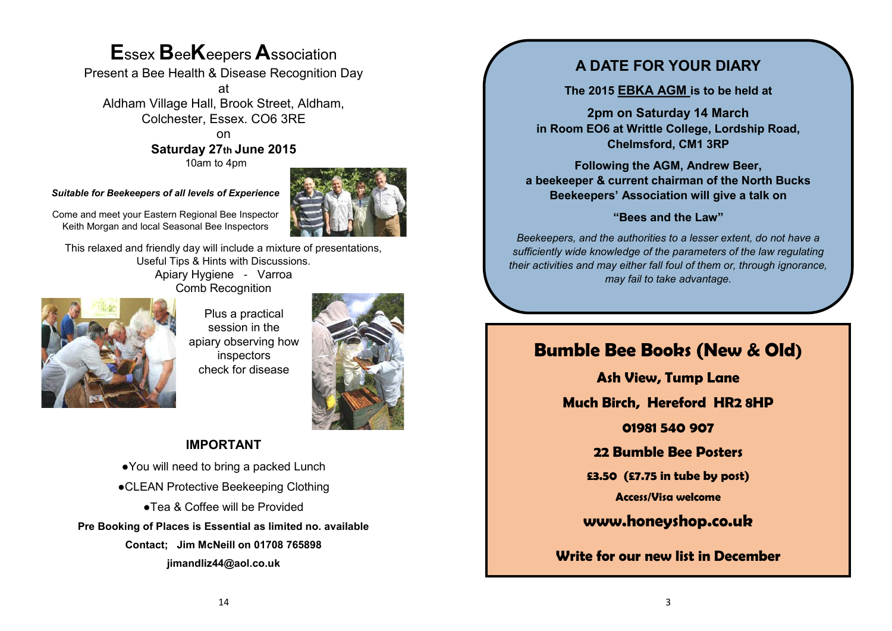# Essex BeeKeepers Association

Present a Bee Health & Disease Recognition Day
at
Aldham Village Hall, Brook Street, Aldham, Colchester, Essex. CO6 3RE
on
**Saturday 27th June 2015**
10am to 4pm

***Suitable for Beekeepers of all levels of Experience***

Come and meet your Eastern Regional Bee Inspector Keith Morgan and local Seasonal Bee Inspectors

This relaxed and friendly day will include a mixture of presentations, Useful Tips & Hints with Discussions.
Apiary Hygiene - Varroa
Comb Recognition

Plus a practical session in the apiary observing how inspectors check for disease

### IMPORTANT

- You will need to bring a packed Lunch
- CLEAN Protective Beekeeping Clothing
- Tea & Coffee will be Provided

**Pre Booking of Places is Essential as limited no. available**

**Contact; Jim McNeill on 01708 765898**

**jimandliz44@aol.co.uk**

## A DATE FOR YOUR DIARY

**The 2015 EBKA AGM is to be held at**

**2pm on Saturday 14 March in Room EO6 at Writtle College, Lordship Road, Chelmsford, CM1 3RP**

**Following the AGM, Andrew Beer, a beekeeper & current chairman of the North Bucks Beekeepers' Association will give a talk on**

**"Bees and the Law"**

*Beekeepers, and the authorities to a lesser extent, do not have a sufficiently wide knowledge of the parameters of the law regulating their activities and may either fall foul of them or, through ignorance, may fail to take advantage.*

## Bumble Bee Books (New & Old)

**Ash View, Tump Lane**

**Much Birch, Hereford HR2 8HP**

**01981 540 907**

**22 Bumble Bee Posters**

**£3.50 (£7.75 in tube by post)**

**Access/Visa welcome**

**www.honeyshop.co.uk**

**Write for our new list in December**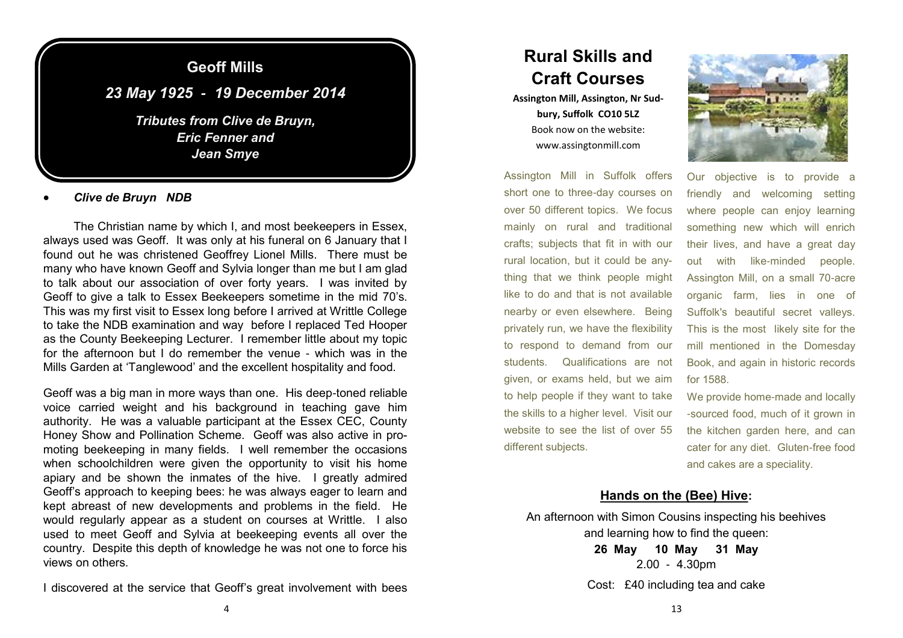## Geoff Mills

### *23 May 1925 - 19 December 2014*

***Tributes from Clive de Bruyn, Eric Fenner and Jean Smye***

- ***Clive de Bruyn NDB***

The Christian name by which I, and most beekeepers in Essex, always used was Geoff. It was only at his funeral on 6 January that I found out he was christened Geoffrey Lionel Mills. There must be many who have known Geoff and Sylvia longer than me but I am glad to talk about our association of over forty years. I was invited by Geoff to give a talk to Essex Beekeepers sometime in the mid 70's. This was my first visit to Essex long before I arrived at Writtle College to take the NDB examination and way before I replaced Ted Hooper as the County Beekeeping Lecturer. I remember little about my topic for the afternoon but I do remember the venue - which was in the Mills Garden at 'Tanglewood' and the excellent hospitality and food.

Geoff was a big man in more ways than one. His deep-toned reliable voice carried weight and his background in teaching gave him authority. He was a valuable participant at the Essex CEC, County Honey Show and Pollination Scheme. Geoff was also active in promoting beekeeping in many fields. I well remember the occasions when schoolchildren were given the opportunity to visit his home apiary and be shown the inmates of the hive. I greatly admired Geoff's approach to keeping bees: he was always eager to learn and kept abreast of new developments and problems in the field. He would regularly appear as a student on courses at Writtle. I also used to meet Geoff and Sylvia at beekeeping events all over the country. Despite this depth of knowledge he was not one to force his views on others.

I discovered at the service that Geoff's great involvement with bees

# Rural Skills and Craft Courses

**Assington Mill, Assington, Nr Sudbury, Suffolk CO10 5LZ**
Book now on the website:
www.assingtonmill.com

Assington Mill in Suffolk offers short one to three-day courses on over 50 different topics. We focus mainly on rural and traditional crafts; subjects that fit in with our rural location, but it could be anything that we think people might like to do and that is not available nearby or even elsewhere. Being privately run, we have the flexibility to respond to demand from our students. Qualifications are not given, or exams held, but we aim to help people if they want to take the skills to a higher level. Visit our website to see the list of over 55 different subjects.

Our objective is to provide a friendly and welcoming setting where people can enjoy learning something new which will enrich their lives, and have a great day out with like-minded people. Assington Mill, on a small 70-acre organic farm, lies in one of Suffolk's beautiful secret valleys. This is the most likely site for the mill mentioned in the Domesday Book, and again in historic records for 1588.

We provide home-made and locally-sourced food, much of it grown in the kitchen garden here, and can cater for any diet. Gluten-free food and cakes are a speciality.

## Hands on the (Bee) Hive:

An afternoon with Simon Cousins inspecting his beehives and learning how to find the queen:

**26 May 10 May 31 May**

2.00 - 4.30pm

Cost: £40 including tea and cake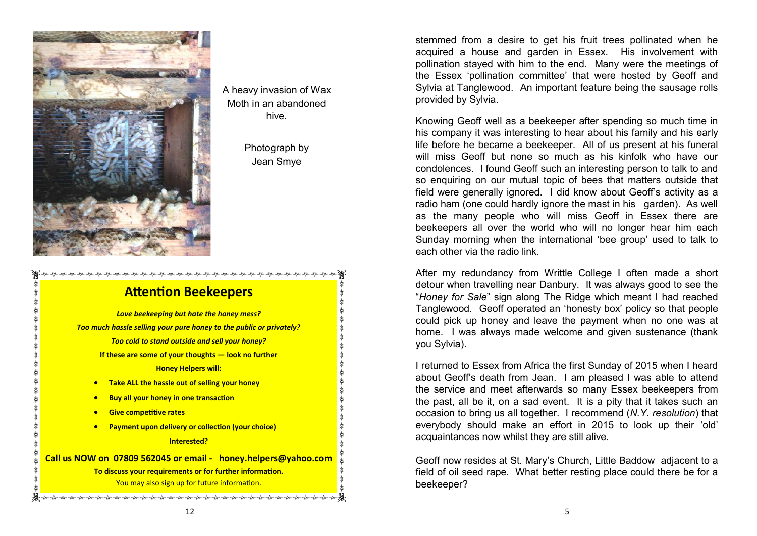A heavy invasion of Wax Moth in an abandoned hive.

Photograph by Jean Smye

## Attention Beekeepers

***Love beekeeping but hate the honey mess?***

***Too much hassle selling your pure honey to the public or privately?***

***Too cold to stand outside and sell your honey?***

**If these are some of your thoughts — look no further**

**Honey Helpers will:**

- **Take ALL the hassle out of selling your honey**
- **Buy all your honey in one transaction**
- **Give competitive rates**
- **Payment upon delivery or collection (your choice)**

**Interested?**

**Call us NOW on 07809 562045 or email - honey.helpers@yahoo.com**

**To discuss your requirements or for further information.**

You may also sign up for future information.

stemmed from a desire to get his fruit trees pollinated when he acquired a house and garden in Essex. His involvement with pollination stayed with him to the end. Many were the meetings of the Essex 'pollination committee' that were hosted by Geoff and Sylvia at Tanglewood. An important feature being the sausage rolls provided by Sylvia.

Knowing Geoff well as a beekeeper after spending so much time in his company it was interesting to hear about his family and his early life before he became a beekeeper. All of us present at his funeral will miss Geoff but none so much as his kinfolk who have our condolences. I found Geoff such an interesting person to talk to and so enquiring on our mutual topic of bees that matters outside that field were generally ignored. I did know about Geoff's activity as a radio ham (one could hardly ignore the mast in his garden). As well as the many people who will miss Geoff in Essex there are beekeepers all over the world who will no longer hear him each Sunday morning when the international 'bee group' used to talk to each other via the radio link.

After my redundancy from Writtle College I often made a short detour when travelling near Danbury. It was always good to see the "*Honey for Sale*" sign along The Ridge which meant I had reached Tanglewood. Geoff operated an 'honesty box' policy so that people could pick up honey and leave the payment when no one was at home. I was always made welcome and given sustenance (thank you Sylvia).

I returned to Essex from Africa the first Sunday of 2015 when I heard about Geoff's death from Jean. I am pleased I was able to attend the service and meet afterwards so many Essex beekeepers from the past, all be it, on a sad event. It is a pity that it takes such an occasion to bring us all together. I recommend (*N.Y. resolution*) that everybody should make an effort in 2015 to look up their 'old' acquaintances now whilst they are still alive.

Geoff now resides at St. Mary's Church, Little Baddow adjacent to a field of oil seed rape. What better resting place could there be for a beekeeper?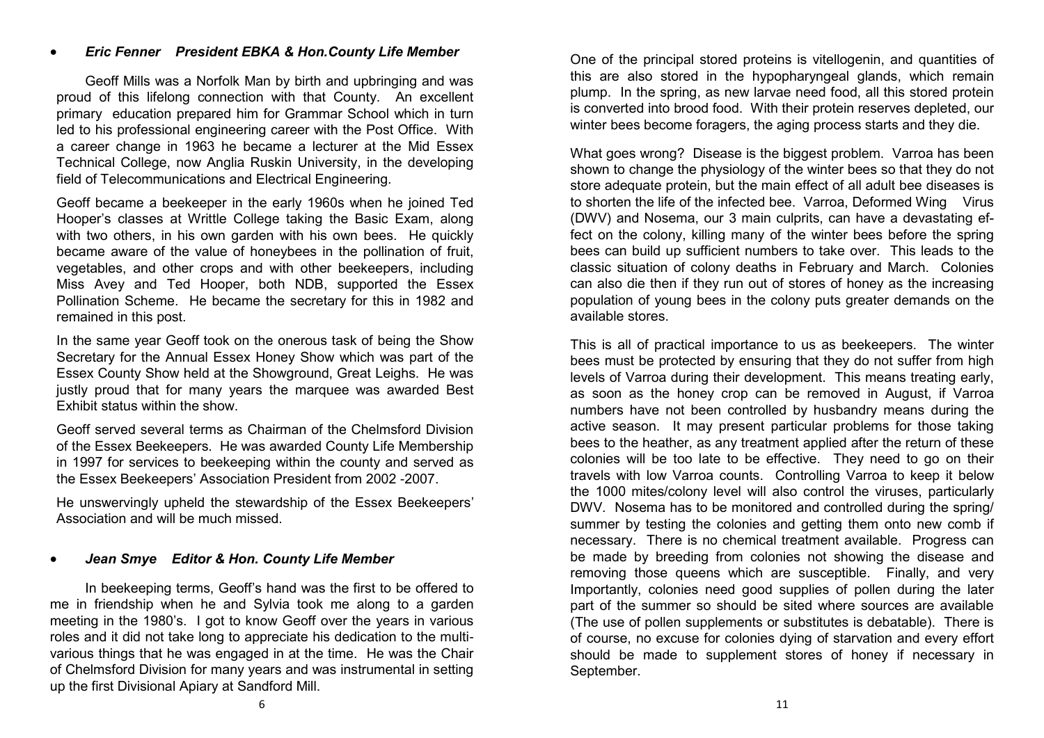- ***Eric Fenner   President EBKA & Hon.County Life Member***

Geoff Mills was a Norfolk Man by birth and upbringing and was proud of this lifelong connection with that County. An excellent primary education prepared him for Grammar School which in turn led to his professional engineering career with the Post Office. With a career change in 1963 he became a lecturer at the Mid Essex Technical College, now Anglia Ruskin University, in the developing field of Telecommunications and Electrical Engineering.

Geoff became a beekeeper in the early 1960s when he joined Ted Hooper's classes at Writtle College taking the Basic Exam, along with two others, in his own garden with his own bees. He quickly became aware of the value of honeybees in the pollination of fruit, vegetables, and other crops and with other beekeepers, including Miss Avey and Ted Hooper, both NDB, supported the Essex Pollination Scheme. He became the secretary for this in 1982 and remained in this post.

In the same year Geoff took on the onerous task of being the Show Secretary for the Annual Essex Honey Show which was part of the Essex County Show held at the Showground, Great Leighs. He was justly proud that for many years the marquee was awarded Best Exhibit status within the show.

Geoff served several terms as Chairman of the Chelmsford Division of the Essex Beekeepers. He was awarded County Life Membership in 1997 for services to beekeeping within the county and served as the Essex Beekeepers' Association President from 2002 -2007.

He unswervingly upheld the stewardship of the Essex Beekeepers' Association and will be much missed.

- ***Jean Smye   Editor & Hon. County Life Member***

In beekeeping terms, Geoff's hand was the first to be offered to me in friendship when he and Sylvia took me along to a garden meeting in the 1980's. I got to know Geoff over the years in various roles and it did not take long to appreciate his dedication to the multi-various things that he was engaged in at the time. He was the Chair of Chelmsford Division for many years and was instrumental in setting up the first Divisional Apiary at Sandford Mill.

One of the principal stored proteins is vitellogenin, and quantities of this are also stored in the hypopharyngeal glands, which remain plump. In the spring, as new larvae need food, all this stored protein is converted into brood food. With their protein reserves depleted, our winter bees become foragers, the aging process starts and they die.

What goes wrong? Disease is the biggest problem. Varroa has been shown to change the physiology of the winter bees so that they do not store adequate protein, but the main effect of all adult bee diseases is to shorten the life of the infected bee. Varroa, Deformed Wing Virus (DWV) and Nosema, our 3 main culprits, can have a devastating effect on the colony, killing many of the winter bees before the spring bees can build up sufficient numbers to take over. This leads to the classic situation of colony deaths in February and March. Colonies can also die then if they run out of stores of honey as the increasing population of young bees in the colony puts greater demands on the available stores.

This is all of practical importance to us as beekeepers. The winter bees must be protected by ensuring that they do not suffer from high levels of Varroa during their development. This means treating early, as soon as the honey crop can be removed in August, if Varroa numbers have not been controlled by husbandry means during the active season. It may present particular problems for those taking bees to the heather, as any treatment applied after the return of these colonies will be too late to be effective. They need to go on their travels with low Varroa counts. Controlling Varroa to keep it below the 1000 mites/colony level will also control the viruses, particularly DWV. Nosema has to be monitored and controlled during the spring/ summer by testing the colonies and getting them onto new comb if necessary. There is no chemical treatment available. Progress can be made by breeding from colonies not showing the disease and removing those queens which are susceptible. Finally, and very Importantly, colonies need good supplies of pollen during the later part of the summer so should be sited where sources are available (The use of pollen supplements or substitutes is debatable). There is of course, no excuse for colonies dying of starvation and every effort should be made to supplement stores of honey if necessary in September.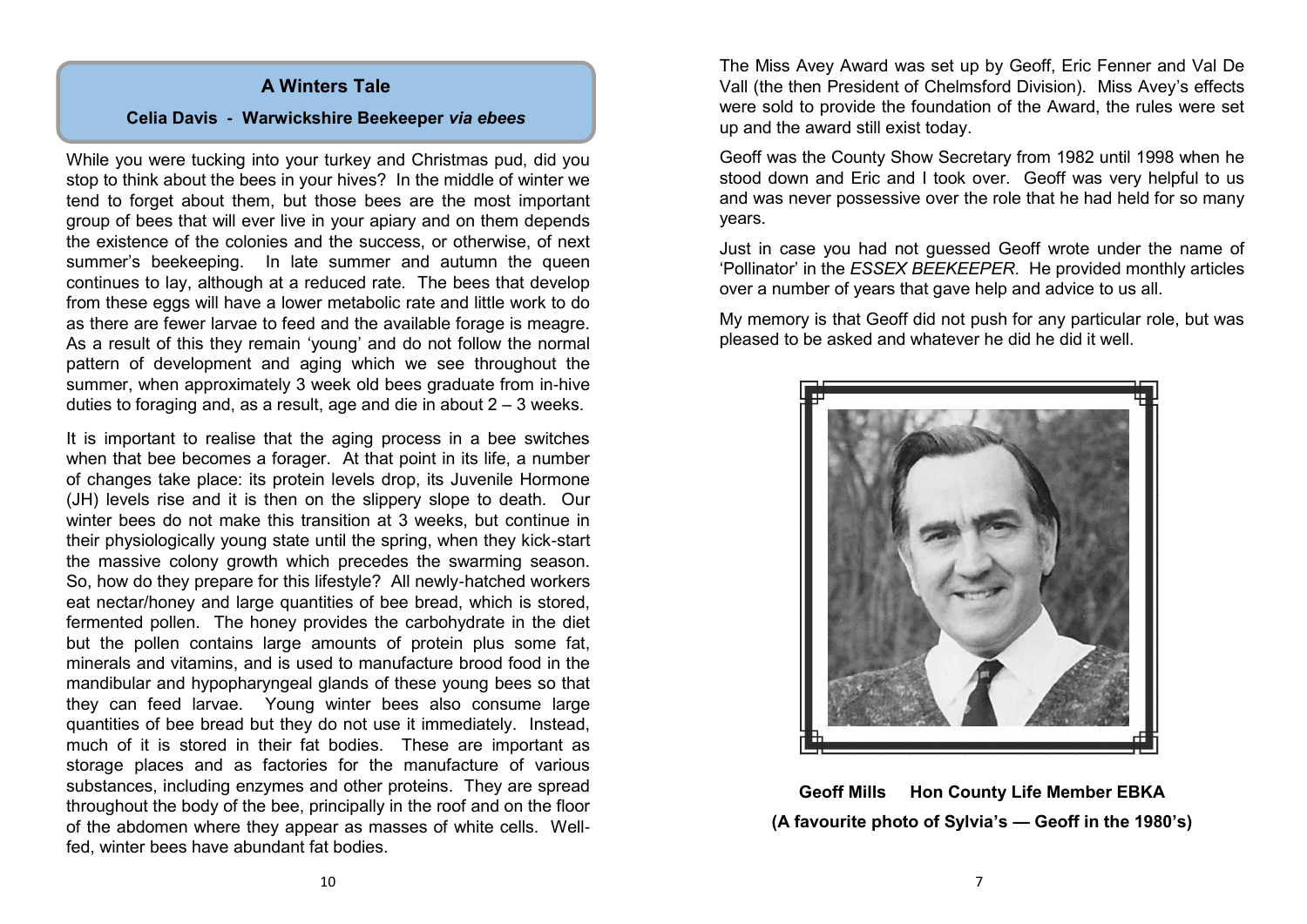## A Winters Tale

### Celia Davis - Warwickshire Beekeeper *via ebees*

While you were tucking into your turkey and Christmas pud, did you stop to think about the bees in your hives? In the middle of winter we tend to forget about them, but those bees are the most important group of bees that will ever live in your apiary and on them depends the existence of the colonies and the success, or otherwise, of next summer's beekeeping. In late summer and autumn the queen continues to lay, although at a reduced rate. The bees that develop from these eggs will have a lower metabolic rate and little work to do as there are fewer larvae to feed and the available forage is meagre. As a result of this they remain 'young' and do not follow the normal pattern of development and aging which we see throughout the summer, when approximately 3 week old bees graduate from in-hive duties to foraging and, as a result, age and die in about 2 – 3 weeks.

It is important to realise that the aging process in a bee switches when that bee becomes a forager. At that point in its life, a number of changes take place: its protein levels drop, its Juvenile Hormone (JH) levels rise and it is then on the slippery slope to death. Our winter bees do not make this transition at 3 weeks, but continue in their physiologically young state until the spring, when they kick-start the massive colony growth which precedes the swarming season. So, how do they prepare for this lifestyle? All newly-hatched workers eat nectar/honey and large quantities of bee bread, which is stored, fermented pollen. The honey provides the carbohydrate in the diet but the pollen contains large amounts of protein plus some fat, minerals and vitamins, and is used to manufacture brood food in the mandibular and hypopharyngeal glands of these young bees so that they can feed larvae. Young winter bees also consume large quantities of bee bread but they do not use it immediately. Instead, much of it is stored in their fat bodies. These are important as storage places and as factories for the manufacture of various substances, including enzymes and other proteins. They are spread throughout the body of the bee, principally in the roof and on the floor of the abdomen where they appear as masses of white cells. Well-fed, winter bees have abundant fat bodies.

The Miss Avey Award was set up by Geoff, Eric Fenner and Val De Vall (the then President of Chelmsford Division). Miss Avey's effects were sold to provide the foundation of the Award, the rules were set up and the award still exist today.

Geoff was the County Show Secretary from 1982 until 1998 when he stood down and Eric and I took over. Geoff was very helpful to us and was never possessive over the role that he had held for so many years.

Just in case you had not guessed Geoff wrote under the name of 'Pollinator' in the *ESSEX BEEKEEPER*. He provided monthly articles over a number of years that gave help and advice to us all.

My memory is that Geoff did not push for any particular role, but was pleased to be asked and whatever he did he did it well.

**Geoff Mills Hon County Life Member EBKA**
**(A favourite photo of Sylvia's — Geoff in the 1980's)**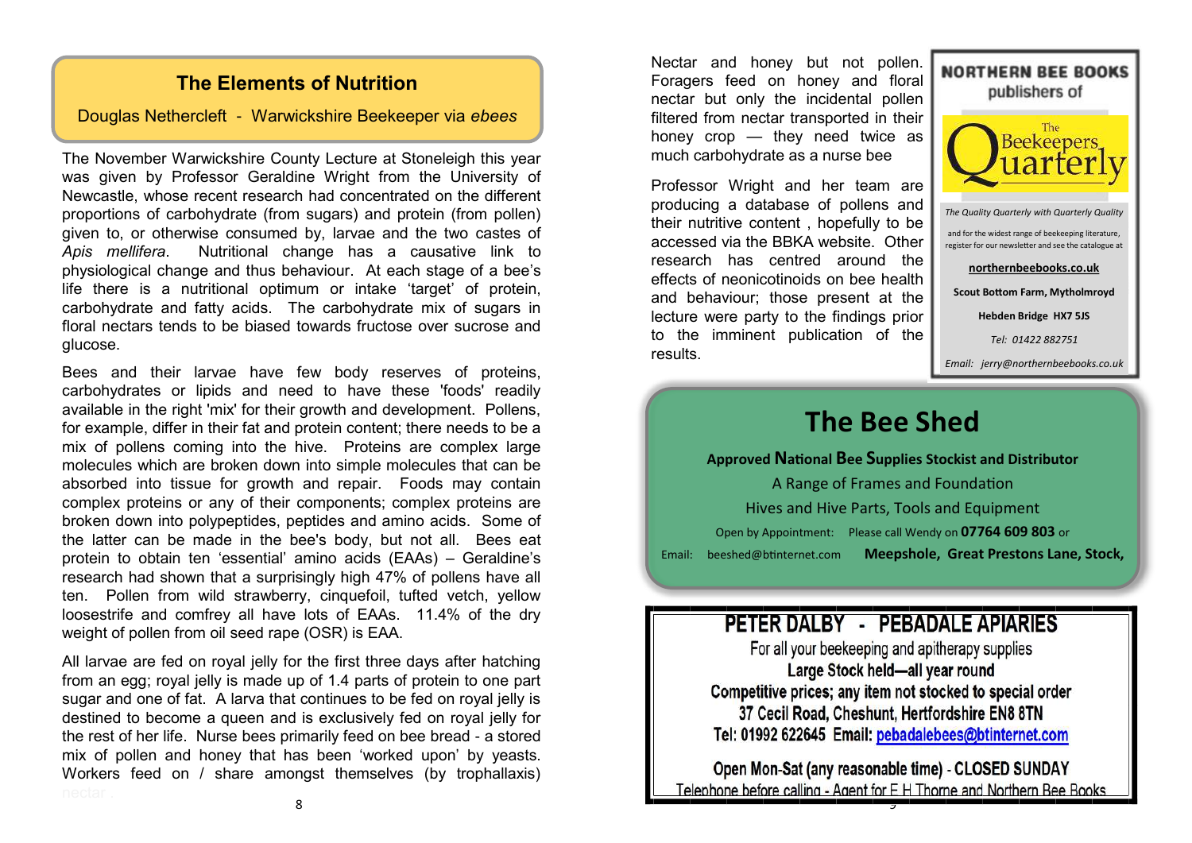## The Elements of Nutrition

Douglas Nethercleft - Warwickshire Beekeeper via *ebees*

The November Warwickshire County Lecture at Stoneleigh this year was given by Professor Geraldine Wright from the University of Newcastle, whose recent research had concentrated on the different proportions of carbohydrate (from sugars) and protein (from pollen) given to, or otherwise consumed by, larvae and the two castes of *Apis mellifera*. Nutritional change has a causative link to physiological change and thus behaviour. At each stage of a bee's life there is a nutritional optimum or intake 'target' of protein, carbohydrate and fatty acids. The carbohydrate mix of sugars in floral nectars tends to be biased towards fructose over sucrose and glucose.

Bees and their larvae have few body reserves of proteins, carbohydrates or lipids and need to have these 'foods' readily available in the right 'mix' for their growth and development. Pollens, for example, differ in their fat and protein content; there needs to be a mix of pollens coming into the hive. Proteins are complex large molecules which are broken down into simple molecules that can be absorbed into tissue for growth and repair. Foods may contain complex proteins or any of their components; complex proteins are broken down into polypeptides, peptides and amino acids. Some of the latter can be made in the bee's body, but not all. Bees eat protein to obtain ten 'essential' amino acids (EAAs) – Geraldine's research had shown that a surprisingly high 47% of pollens have all ten. Pollen from wild strawberry, cinquefoil, tufted vetch, yellow loosestrife and comfrey all have lots of EAAs. 11.4% of the dry weight of pollen from oil seed rape (OSR) is EAA.

All larvae are fed on royal jelly for the first three days after hatching from an egg; royal jelly is made up of 1.4 parts of protein to one part sugar and one of fat. A larva that continues to be fed on royal jelly is destined to become a queen and is exclusively fed on royal jelly for the rest of her life. Nurse bees primarily feed on bee bread - a stored mix of pollen and honey that has been 'worked upon' by yeasts. Workers feed on / share amongst themselves (by trophallaxis) nectar.

Nectar and honey but not pollen. Foragers feed on honey and floral nectar but only the incidental pollen filtered from nectar transported in their honey crop — they need twice as much carbohydrate as a nurse bee

Professor Wright and her team are producing a database of pollens and their nutritive content , hopefully to be accessed via the BBKA website. Other research has centred around the effects of neonicotinoids on bee health and behaviour; those present at the lecture were party to the findings prior to the imminent publication of the results.

**NORTHERN BEE BOOKS**
publishers of

The Beekeepers Quarterly

*The Quality Quarterly with Quarterly Quality*

and for the widest range of beekeeping literature, register for our newsletter and see the catalogue at

**northernbeebooks.co.uk**

**Scout Bottom Farm, Mytholmroyd**

**Hebden Bridge HX7 5JS**

*Tel: 01422 882751*

*Email: jerry@northernbeebooks.co.uk*

## The Bee Shed

**Approved National Bee Supplies Stockist and Distributor**

A Range of Frames and Foundation

Hives and Hive Parts, Tools and Equipment

Open by Appointment: Please call Wendy on **07764 609 803** or

Email: beeshed@btinternet.com **Meepshole, Great Prestons Lane, Stock,**

**PETER DALBY - PEBADALE APIARIES**

For all your beekeeping and apitherapy supplies

**Large Stock held—all year round**

**Competitive prices; any item not stocked to special order**

**37 Cecil Road, Cheshunt, Hertfordshire EN8 8TN**

**Tel: 01992 622645 Email: pebadalebees@btinternet.com**

**Open Mon-Sat (any reasonable time) - CLOSED SUNDAY**

Telephone before calling - Agent for E H Thorne and Northern Bee Books